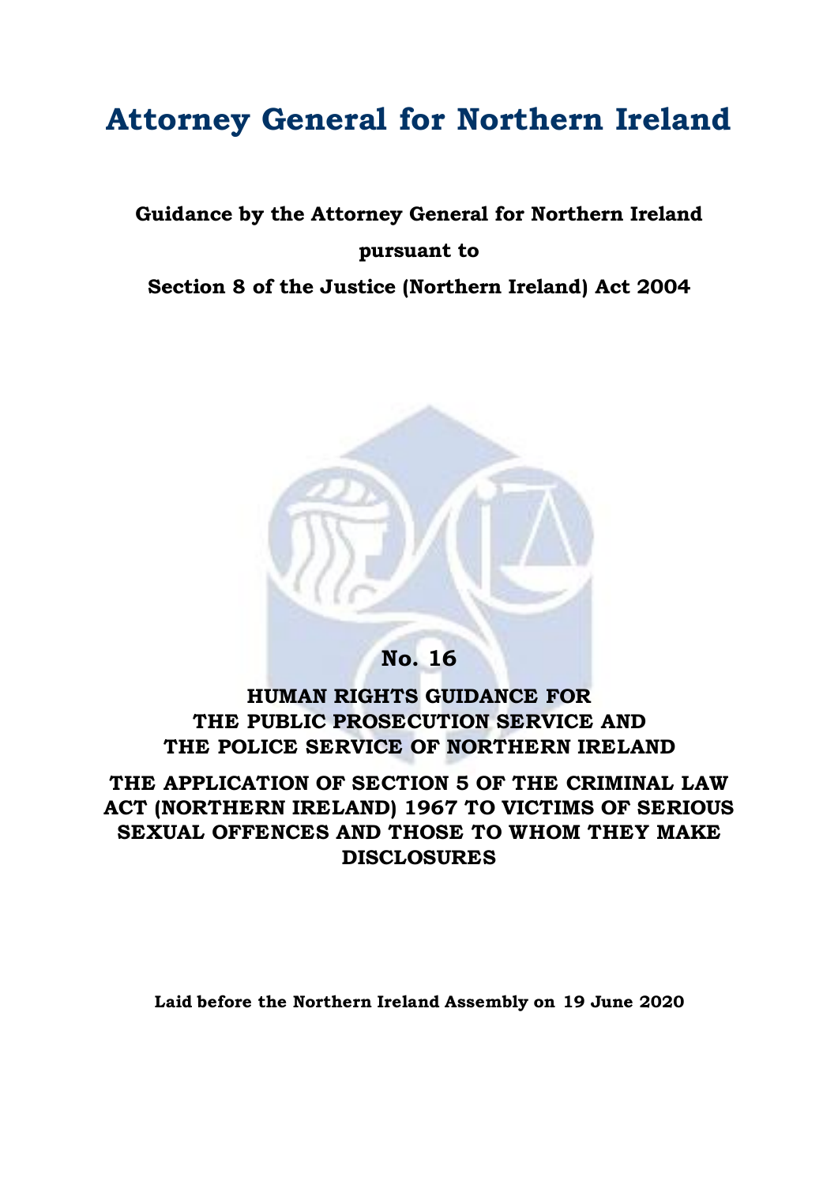# Attorney General for Northern Ireland

**Guidance by the Attorney General for Northern Ireland**

**pursuant to**

**Section 8 of the Justice (Northern Ireland) Act 2004**

## No. 16

## HUMAN RIGHTS GUIDANCE FOR THE PUBLIC PROSECUTION SERVICE AND THE POLICE SERVICE OF NORTHERN IRELAND

## THE APPLICATION OF SECTION 5 OF THE CRIMINAL LAW ACT (NORTHERN IRELAND) 1967 TO VICTIMS OF SERIOUS SEXUAL OFFENCES AND THOSE TO WHOM THEY MAKE DISCLOSURES

**Laid before the Northern Ireland Assembly on 19 June 2020**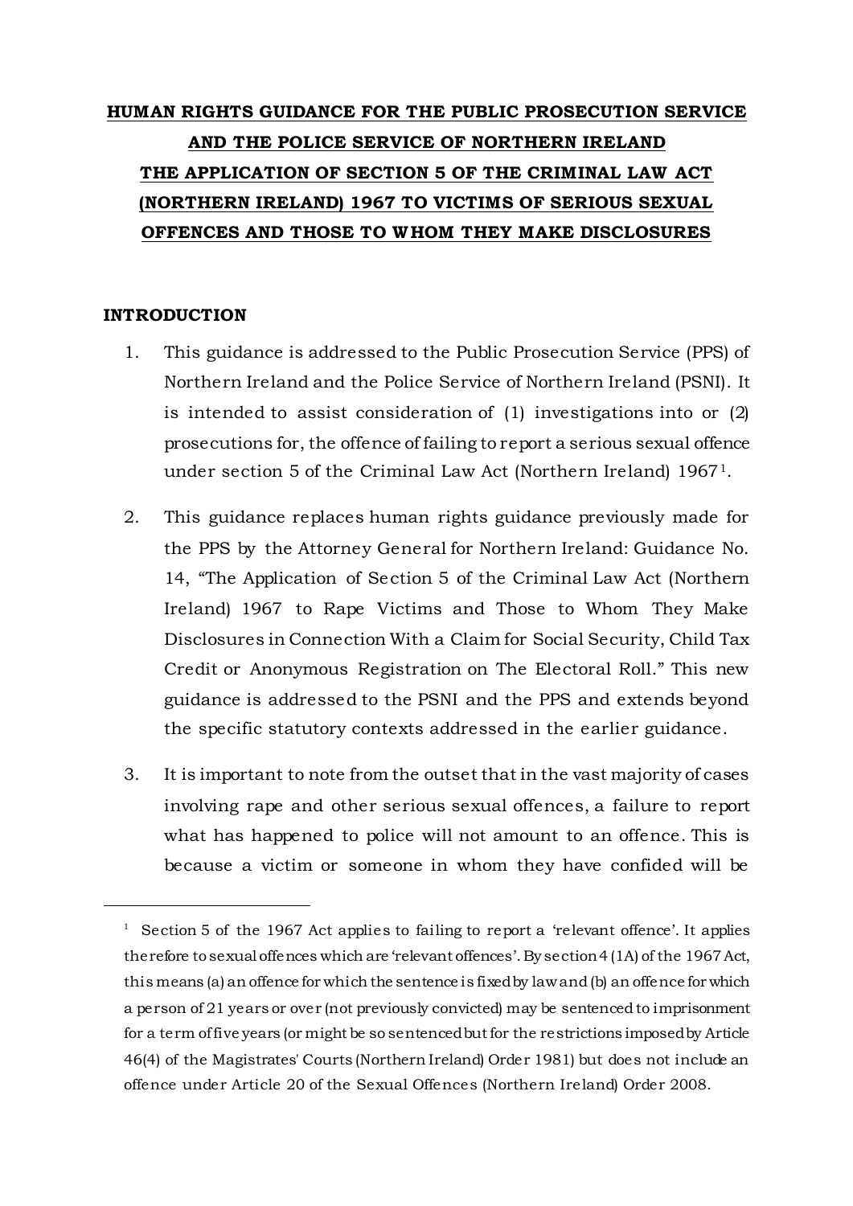**HUMAN RIGHTS GUIDANCE FOR THE PUBLIC PROSECUTION SERVICE AND THE POLICE SERVICE OF NORTHERN IRELAND THE APPLICATION OF SECTION 5 OF THE CRIMINAL LAW ACT (NORTHERN IRELAND) 1967 TO VICTIMS OF SERIOUS SEXUAL OFFENCES AND THOSE TO WHOM THEY MAKE DISCLOSURES**

## INTRODUCTION

1. This guidance is addressed to the Public Prosecution Service (PPS) of Northern Ireland and the Police Service of Northern Ireland (PSNI). It is intended to assist consideration of (1) investigations into or (2) prosecutions for, the offence of failing to report a serious sexual offence under section 5 of the Criminal Law Act (Northern Ireland) 1967[1].

2. This guidance replaces human rights guidance previously made for the PPS by the Attorney General for Northern Ireland: Guidance No. 14, "The Application of Section 5 of the Criminal Law Act (Northern Ireland) 1967 to Rape Victims and Those to Whom They Make Disclosures in Connection With a Claim for Social Security, Child Tax Credit or Anonymous Registration on The Electoral Roll." This new guidance is addressed to the PSNI and the PPS and extends beyond the specific statutory contexts addressed in the earlier guidance.

3. It is important to note from the outset that in the vast majority of cases involving rape and other serious sexual offences, a failure to report what has happened to police will not amount to an offence. This is because a victim or someone in whom they have confided will be

---

[1] Section 5 of the 1967 Act applies to failing to report a 'relevant offence'. It applies therefore to sexual offences which are 'relevant offences'. By section 4 (1A) of the 1967 Act, this means (a) an offence for which the sentence is fixed by law and (b) an offence for which a person of 21 years or over (not previously convicted) may be sentenced to imprisonment for a term of five years (or might be so sentenced but for the restrictions imposed by Article 46(4) of the Magistrates' Courts (Northern Ireland) Order 1981) but does not include an offence under Article 20 of the Sexual Offences (Northern Ireland) Order 2008.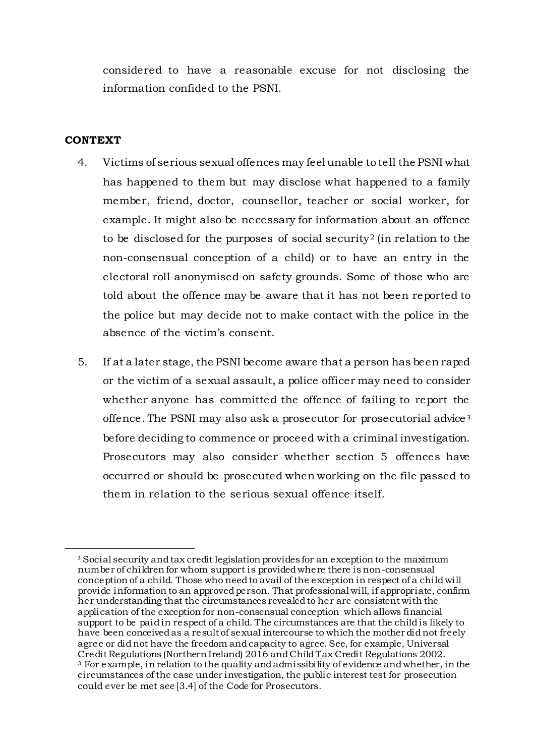considered to have a reasonable excuse for not disclosing the information confided to the PSNI.

## CONTEXT

4. Victims of serious sexual offences may feel unable to tell the PSNI what has happened to them but may disclose what happened to a family member, friend, doctor, counsellor, teacher or social worker, for example. It might also be necessary for information about an offence to be disclosed for the purposes of social security[2] (in relation to the non-consensual conception of a child) or to have an entry in the electoral roll anonymised on safety grounds. Some of those who are told about the offence may be aware that it has not been reported to the police but may decide not to make contact with the police in the absence of the victim's consent.

5. If at a later stage, the PSNI become aware that a person has been raped or the victim of a sexual assault, a police officer may need to consider whether anyone has committed the offence of failing to report the offence. The PSNI may also ask a prosecutor for prosecutorial advice[3] before deciding to commence or proceed with a criminal investigation. Prosecutors may also consider whether section 5 offences have occurred or should be prosecuted when working on the file passed to them in relation to the serious sexual offence itself.

---

[2] Social security and tax credit legislation provides for an exception to the maximum number of children for whom support is provided where there is non-consensual conception of a child. Those who need to avail of the exception in respect of a child will provide information to an approved person. That professional will, if appropriate, confirm her understanding that the circumstances revealed to her are consistent with the application of the exception for non-consensual conception which allows financial support to be paid in respect of a child. The circumstances are that the child is likely to have been conceived as a result of sexual intercourse to which the mother did not freely agree or did not have the freedom and capacity to agree. See, for example, Universal Credit Regulations (Northern Ireland) 2016 and Child Tax Credit Regulations 2002.

[3] For example, in relation to the quality and admissibility of evidence and whether, in the circumstances of the case under investigation, the public interest test for prosecution could ever be met see [3.4] of the Code for Prosecutors.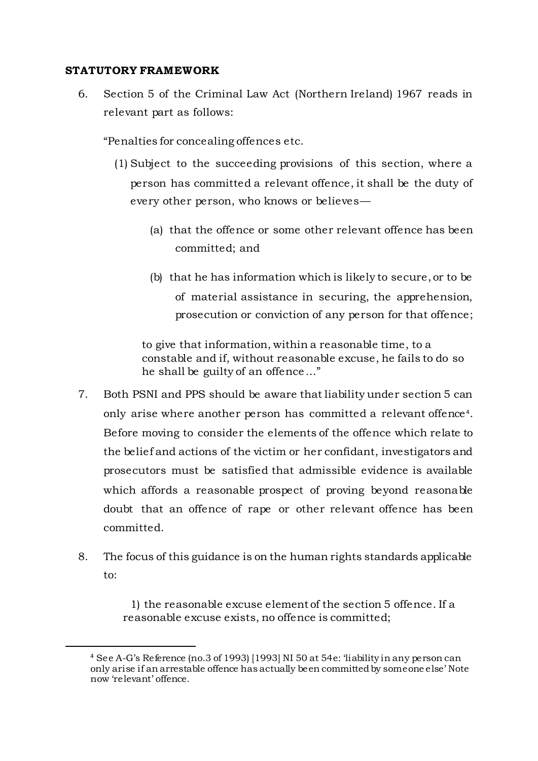**STATUTORY FRAMEWORK**

6. Section 5 of the Criminal Law Act (Northern Ireland) 1967 reads in relevant part as follows:

   "Penalties for concealing offences etc.

   (1) Subject to the succeeding provisions of this section, where a person has committed a relevant offence, it shall be the duty of every other person, who knows or believes—

      (a) that the offence or some other relevant offence has been committed; and

      (b) that he has information which is likely to secure, or to be of material assistance in securing, the apprehension, prosecution or conviction of any person for that offence;

   to give that information, within a reasonable time, to a constable and if, without reasonable excuse, he fails to do so he shall be guilty of an offence…"

7. Both PSNI and PPS should be aware that liability under section 5 can only arise where another person has committed a relevant offence[4]. Before moving to consider the elements of the offence which relate to the belief and actions of the victim or her confidant, investigators and prosecutors must be satisfied that admissible evidence is available which affords a reasonable prospect of proving beyond reasonable doubt that an offence of rape or other relevant offence has been committed.

8. The focus of this guidance is on the human rights standards applicable to:

   1) the reasonable excuse element of the section 5 offence. If a reasonable excuse exists, no offence is committed;

---

[4] See A-G's Reference (no.3 of 1993) [1993] NI 50 at 54e: 'liability in any person can only arise if an arrestable offence has actually been committed by someone else' Note now 'relevant' offence.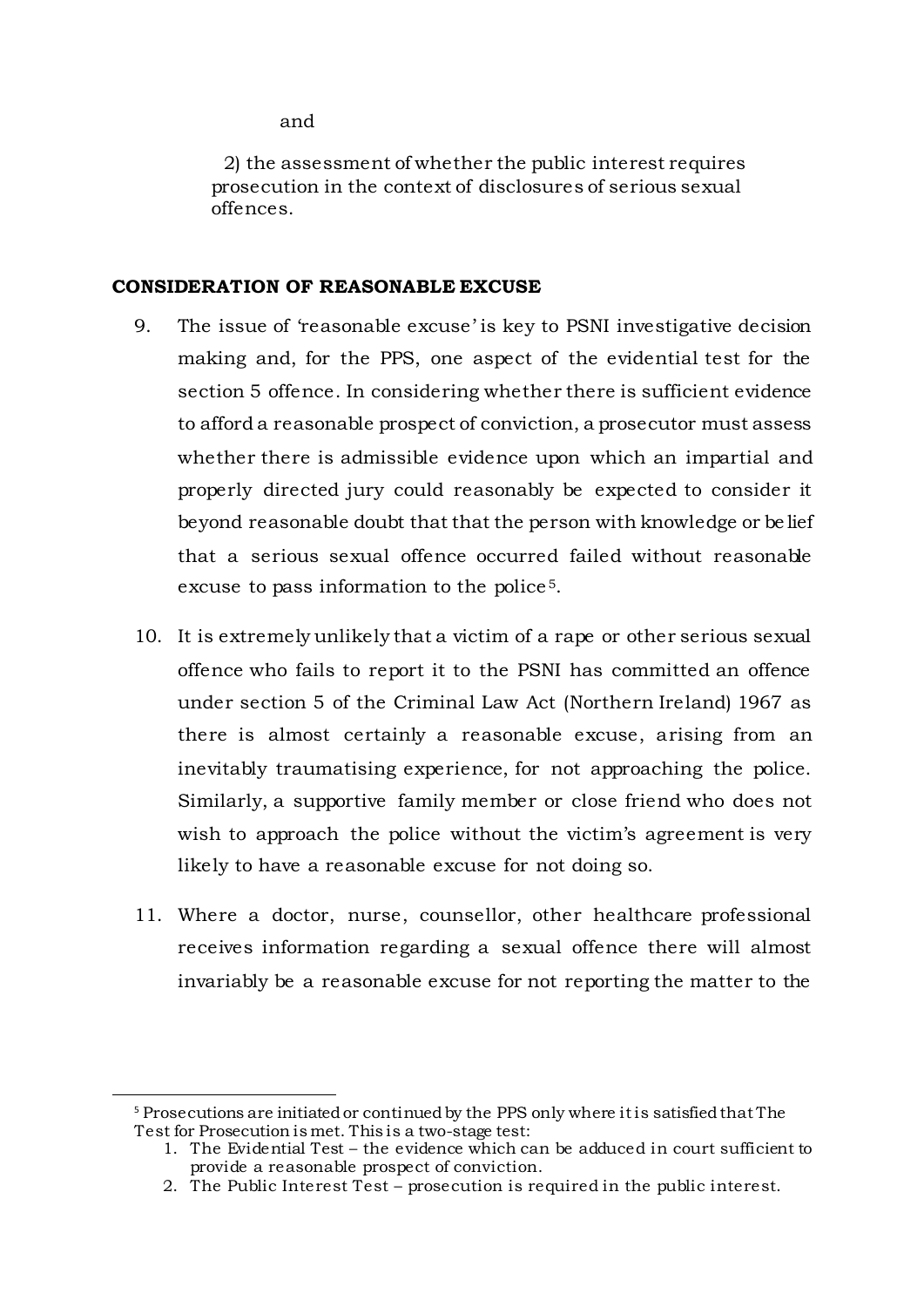and

2) the assessment of whether the public interest requires prosecution in the context of disclosures of serious sexual offences.

**CONSIDERATION OF REASONABLE EXCUSE**

9. The issue of 'reasonable excuse' is key to PSNI investigative decision making and, for the PPS, one aspect of the evidential test for the section 5 offence. In considering whether there is sufficient evidence to afford a reasonable prospect of conviction, a prosecutor must assess whether there is admissible evidence upon which an impartial and properly directed jury could reasonably be expected to consider it beyond reasonable doubt that that the person with knowledge or belief that a serious sexual offence occurred failed without reasonable excuse to pass information to the police[5].

10. It is extremely unlikely that a victim of a rape or other serious sexual offence who fails to report it to the PSNI has committed an offence under section 5 of the Criminal Law Act (Northern Ireland) 1967 as there is almost certainly a reasonable excuse, arising from an inevitably traumatising experience, for not approaching the police. Similarly, a supportive family member or close friend who does not wish to approach the police without the victim's agreement is very likely to have a reasonable excuse for not doing so.

11. Where a doctor, nurse, counsellor, other healthcare professional receives information regarding a sexual offence there will almost invariably be a reasonable excuse for not reporting the matter to the

---

[5] Prosecutions are initiated or continued by the PPS only where it is satisfied that The Test for Prosecution is met. This is a two-stage test:

1. The Evidential Test – the evidence which can be adduced in court sufficient to provide a reasonable prospect of conviction.
2. The Public Interest Test – prosecution is required in the public interest.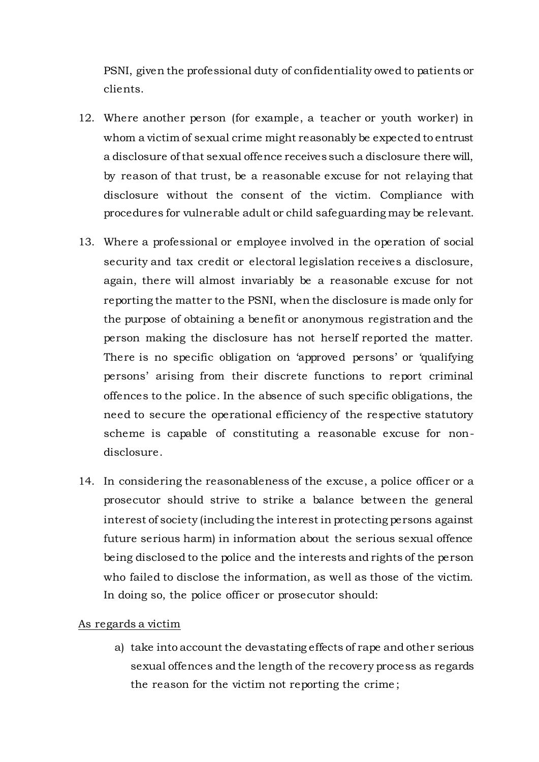PSNI, given the professional duty of confidentiality owed to patients or clients.

12. Where another person (for example, a teacher or youth worker) in whom a victim of sexual crime might reasonably be expected to entrust a disclosure of that sexual offence receives such a disclosure there will, by reason of that trust, be a reasonable excuse for not relaying that disclosure without the consent of the victim. Compliance with procedures for vulnerable adult or child safeguarding may be relevant.

13. Where a professional or employee involved in the operation of social security and tax credit or electoral legislation receives a disclosure, again, there will almost invariably be a reasonable excuse for not reporting the matter to the PSNI, when the disclosure is made only for the purpose of obtaining a benefit or anonymous registration and the person making the disclosure has not herself reported the matter. There is no specific obligation on 'approved persons' or 'qualifying persons' arising from their discrete functions to report criminal offences to the police. In the absence of such specific obligations, the need to secure the operational efficiency of the respective statutory scheme is capable of constituting a reasonable excuse for non-disclosure.

14. In considering the reasonableness of the excuse, a police officer or a prosecutor should strive to strike a balance between the general interest of society (including the interest in protecting persons against future serious harm) in information about the serious sexual offence being disclosed to the police and the interests and rights of the person who failed to disclose the information, as well as those of the victim. In doing so, the police officer or prosecutor should:

<u>As regards a victim</u>

a) take into account the devastating effects of rape and other serious sexual offences and the length of the recovery process as regards the reason for the victim not reporting the crime;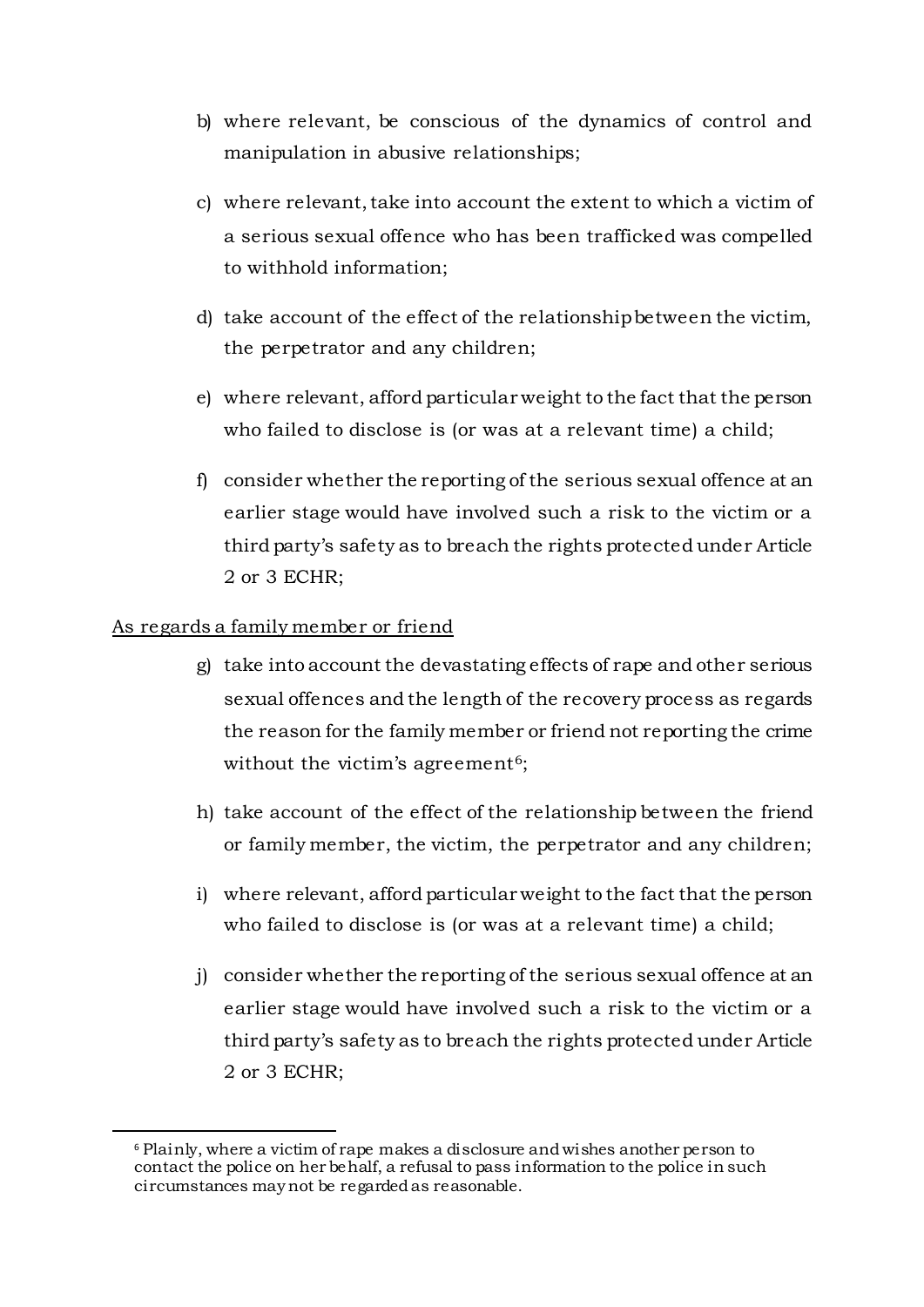b) where relevant, be conscious of the dynamics of control and manipulation in abusive relationships;

c) where relevant, take into account the extent to which a victim of a serious sexual offence who has been trafficked was compelled to withhold information;

d) take account of the effect of the relationship between the victim, the perpetrator and any children;

e) where relevant, afford particular weight to the fact that the person who failed to disclose is (or was at a relevant time) a child;

f) consider whether the reporting of the serious sexual offence at an earlier stage would have involved such a risk to the victim or a third party's safety as to breach the rights protected under Article 2 or 3 ECHR;

<u>As regards a family member or friend</u>

g) take into account the devastating effects of rape and other serious sexual offences and the length of the recovery process as regards the reason for the family member or friend not reporting the crime without the victim's agreement[6];

h) take account of the effect of the relationship between the friend or family member, the victim, the perpetrator and any children;

i) where relevant, afford particular weight to the fact that the person who failed to disclose is (or was at a relevant time) a child;

j) consider whether the reporting of the serious sexual offence at an earlier stage would have involved such a risk to the victim or a third party's safety as to breach the rights protected under Article 2 or 3 ECHR;

---

[6] Plainly, where a victim of rape makes a disclosure and wishes another person to contact the police on her behalf, a refusal to pass information to the police in such circumstances may not be regarded as reasonable.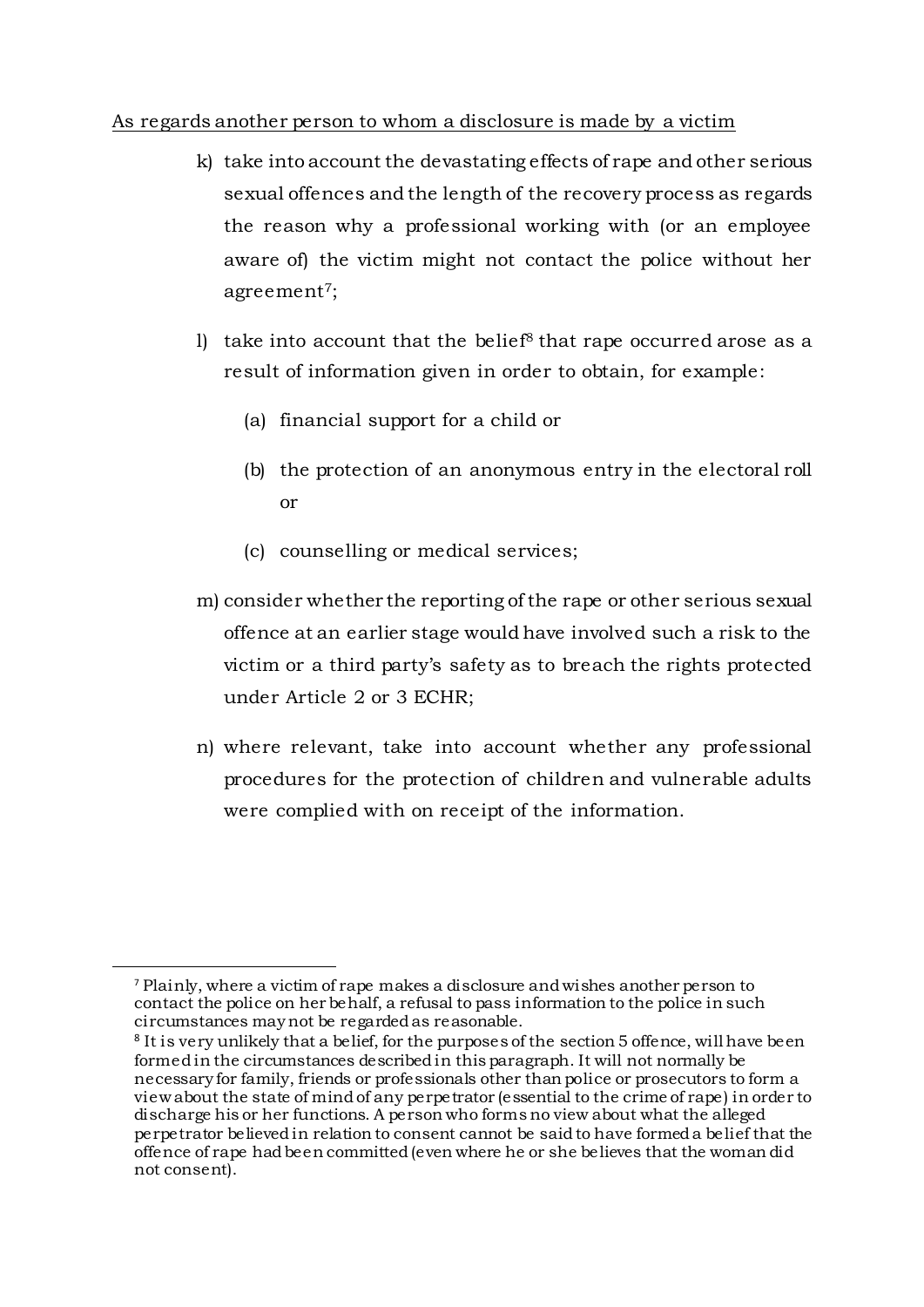As regards another person to whom a disclosure is made by a victim

k) take into account the devastating effects of rape and other serious sexual offences and the length of the recovery process as regards the reason why a professional working with (or an employee aware of) the victim might not contact the police without her agreement[7];

l) take into account that the belief[8] that rape occurred arose as a result of information given in order to obtain, for example:

   (a) financial support for a child or

   (b) the protection of an anonymous entry in the electoral roll or

   (c) counselling or medical services;

m) consider whether the reporting of the rape or other serious sexual offence at an earlier stage would have involved such a risk to the victim or a third party's safety as to breach the rights protected under Article 2 or 3 ECHR;

n) where relevant, take into account whether any professional procedures for the protection of children and vulnerable adults were complied with on receipt of the information.

---

[7] Plainly, where a victim of rape makes a disclosure and wishes another person to contact the police on her behalf, a refusal to pass information to the police in such circumstances may not be regarded as reasonable.

[8] It is very unlikely that a belief, for the purposes of the section 5 offence, will have been formed in the circumstances described in this paragraph. It will not normally be necessary for family, friends or professionals other than police or prosecutors to form a view about the state of mind of any perpetrator (essential to the crime of rape) in order to discharge his or her functions. A person who forms no view about what the alleged perpetrator believed in relation to consent cannot be said to have formed a belief that the offence of rape had been committed (even where he or she believes that the woman did not consent).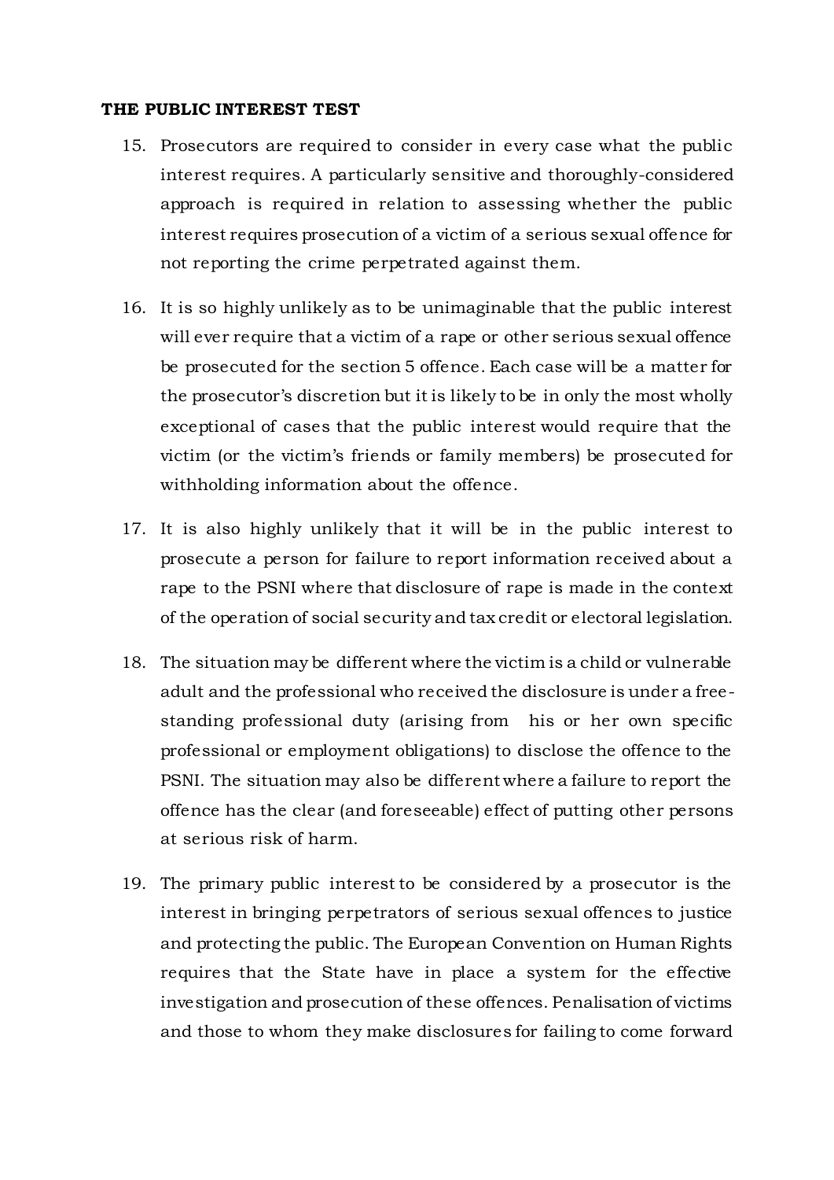**THE PUBLIC INTEREST TEST**

15. Prosecutors are required to consider in every case what the public interest requires. A particularly sensitive and thoroughly-considered approach is required in relation to assessing whether the public interest requires prosecution of a victim of a serious sexual offence for not reporting the crime perpetrated against them.

16. It is so highly unlikely as to be unimaginable that the public interest will ever require that a victim of a rape or other serious sexual offence be prosecuted for the section 5 offence. Each case will be a matter for the prosecutor's discretion but it is likely to be in only the most wholly exceptional of cases that the public interest would require that the victim (or the victim's friends or family members) be prosecuted for withholding information about the offence.

17. It is also highly unlikely that it will be in the public interest to prosecute a person for failure to report information received about a rape to the PSNI where that disclosure of rape is made in the context of the operation of social security and tax credit or electoral legislation.

18. The situation may be different where the victim is a child or vulnerable adult and the professional who received the disclosure is under a free-standing professional duty (arising from his or her own specific professional or employment obligations) to disclose the offence to the PSNI. The situation may also be different where a failure to report the offence has the clear (and foreseeable) effect of putting other persons at serious risk of harm.

19. The primary public interest to be considered by a prosecutor is the interest in bringing perpetrators of serious sexual offences to justice and protecting the public. The European Convention on Human Rights requires that the State have in place a system for the effective investigation and prosecution of these offences. Penalisation of victims and those to whom they make disclosures for failing to come forward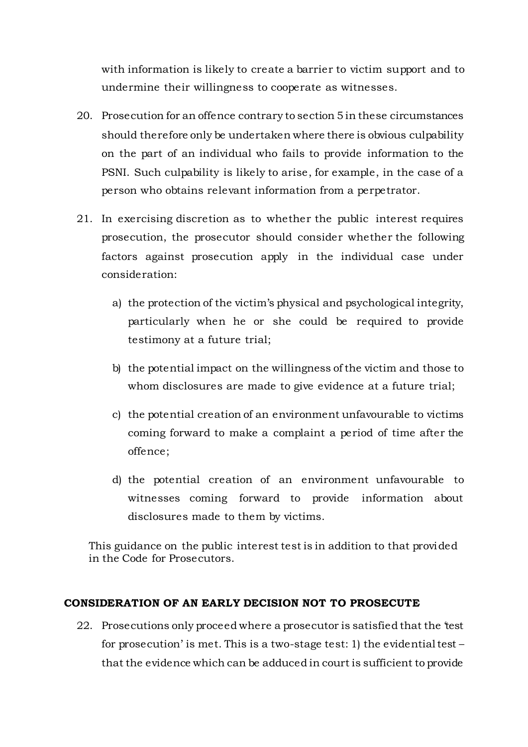with information is likely to create a barrier to victim support and to undermine their willingness to cooperate as witnesses.

20. Prosecution for an offence contrary to section 5 in these circumstances should therefore only be undertaken where there is obvious culpability on the part of an individual who fails to provide information to the PSNI. Such culpability is likely to arise, for example, in the case of a person who obtains relevant information from a perpetrator.

21. In exercising discretion as to whether the public interest requires prosecution, the prosecutor should consider whether the following factors against prosecution apply in the individual case under consideration:

    a) the protection of the victim's physical and psychological integrity, particularly when he or she could be required to provide testimony at a future trial;

    b) the potential impact on the willingness of the victim and those to whom disclosures are made to give evidence at a future trial;

    c) the potential creation of an environment unfavourable to victims coming forward to make a complaint a period of time after the offence;

    d) the potential creation of an environment unfavourable to witnesses coming forward to provide information about disclosures made to them by victims.

This guidance on the public interest test is in addition to that provided in the Code for Prosecutors.

## CONSIDERATION OF AN EARLY DECISION NOT TO PROSECUTE

22. Prosecutions only proceed where a prosecutor is satisfied that the 'test for prosecution' is met. This is a two-stage test: 1) the evidential test – that the evidence which can be adduced in court is sufficient to provide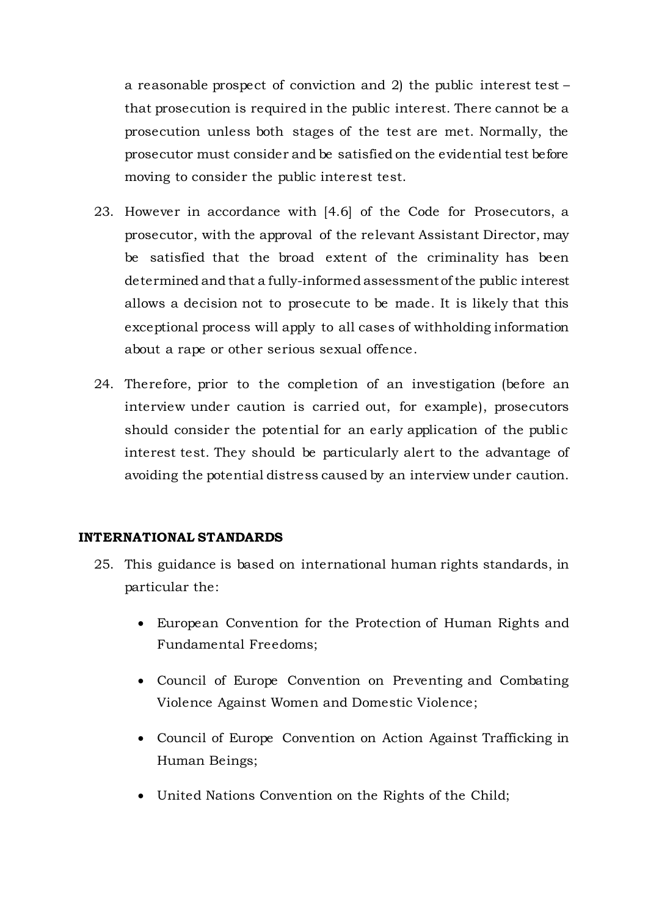a reasonable prospect of conviction and 2) the public interest test – that prosecution is required in the public interest. There cannot be a prosecution unless both stages of the test are met. Normally, the prosecutor must consider and be satisfied on the evidential test before moving to consider the public interest test.

23. However in accordance with [4.6] of the Code for Prosecutors, a prosecutor, with the approval of the relevant Assistant Director, may be satisfied that the broad extent of the criminality has been determined and that a fully-informed assessment of the public interest allows a decision not to prosecute to be made. It is likely that this exceptional process will apply to all cases of withholding information about a rape or other serious sexual offence.

24. Therefore, prior to the completion of an investigation (before an interview under caution is carried out, for example), prosecutors should consider the potential for an early application of the public interest test. They should be particularly alert to the advantage of avoiding the potential distress caused by an interview under caution.

**INTERNATIONAL STANDARDS**

25. This guidance is based on international human rights standards, in particular the:

    - European Convention for the Protection of Human Rights and Fundamental Freedoms;
    - Council of Europe Convention on Preventing and Combating Violence Against Women and Domestic Violence;
    - Council of Europe Convention on Action Against Trafficking in Human Beings;
    - United Nations Convention on the Rights of the Child;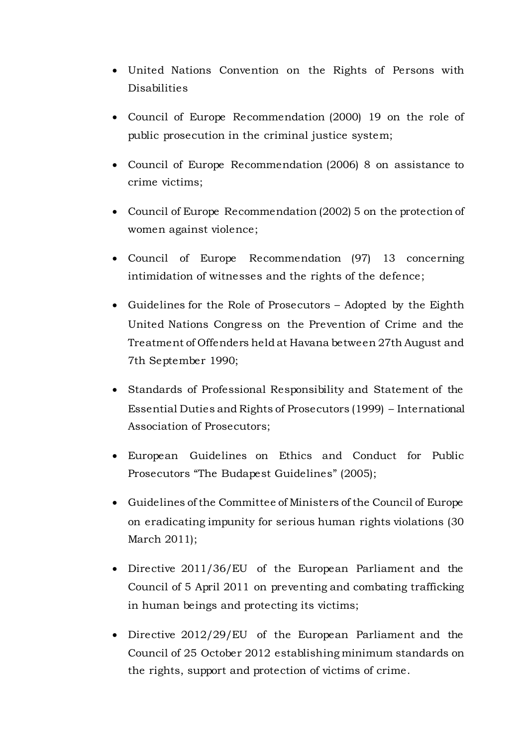- United Nations Convention on the Rights of Persons with Disabilities
- Council of Europe Recommendation (2000) 19 on the role of public prosecution in the criminal justice system;
- Council of Europe Recommendation (2006) 8 on assistance to crime victims;
- Council of Europe Recommendation (2002) 5 on the protection of women against violence;
- Council of Europe Recommendation (97) 13 concerning intimidation of witnesses and the rights of the defence;
- Guidelines for the Role of Prosecutors – Adopted by the Eighth United Nations Congress on the Prevention of Crime and the Treatment of Offenders held at Havana between 27th August and 7th September 1990;
- Standards of Professional Responsibility and Statement of the Essential Duties and Rights of Prosecutors (1999) – International Association of Prosecutors;
- European Guidelines on Ethics and Conduct for Public Prosecutors "The Budapest Guidelines" (2005);
- Guidelines of the Committee of Ministers of the Council of Europe on eradicating impunity for serious human rights violations (30 March 2011);
- Directive 2011/36/EU of the European Parliament and the Council of 5 April 2011 on preventing and combating trafficking in human beings and protecting its victims;
- Directive 2012/29/EU of the European Parliament and the Council of 25 October 2012 establishing minimum standards on the rights, support and protection of victims of crime.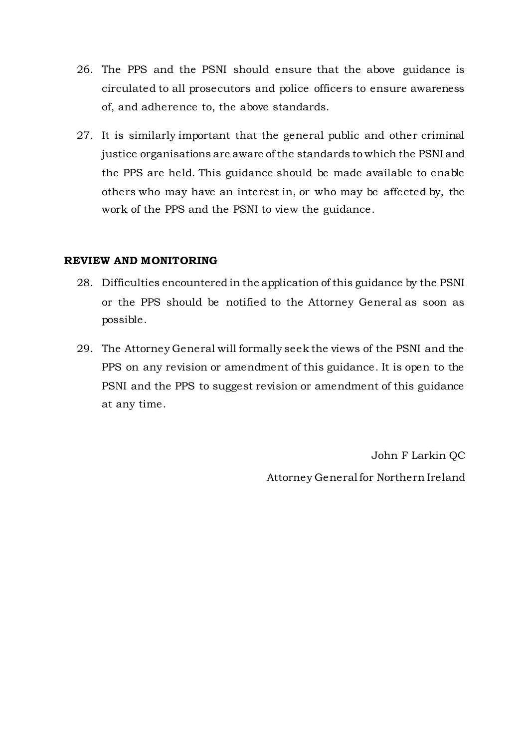26. The PPS and the PSNI should ensure that the above guidance is circulated to all prosecutors and police officers to ensure awareness of, and adherence to, the above standards.

27. It is similarly important that the general public and other criminal justice organisations are aware of the standards to which the PSNI and the PPS are held. This guidance should be made available to enable others who may have an interest in, or who may be affected by, the work of the PPS and the PSNI to view the guidance.

**REVIEW AND MONITORING**

28. Difficulties encountered in the application of this guidance by the PSNI or the PPS should be notified to the Attorney General as soon as possible.

29. The Attorney General will formally seek the views of the PSNI and the PPS on any revision or amendment of this guidance. It is open to the PSNI and the PPS to suggest revision or amendment of this guidance at any time.

John F Larkin QC

Attorney General for Northern Ireland